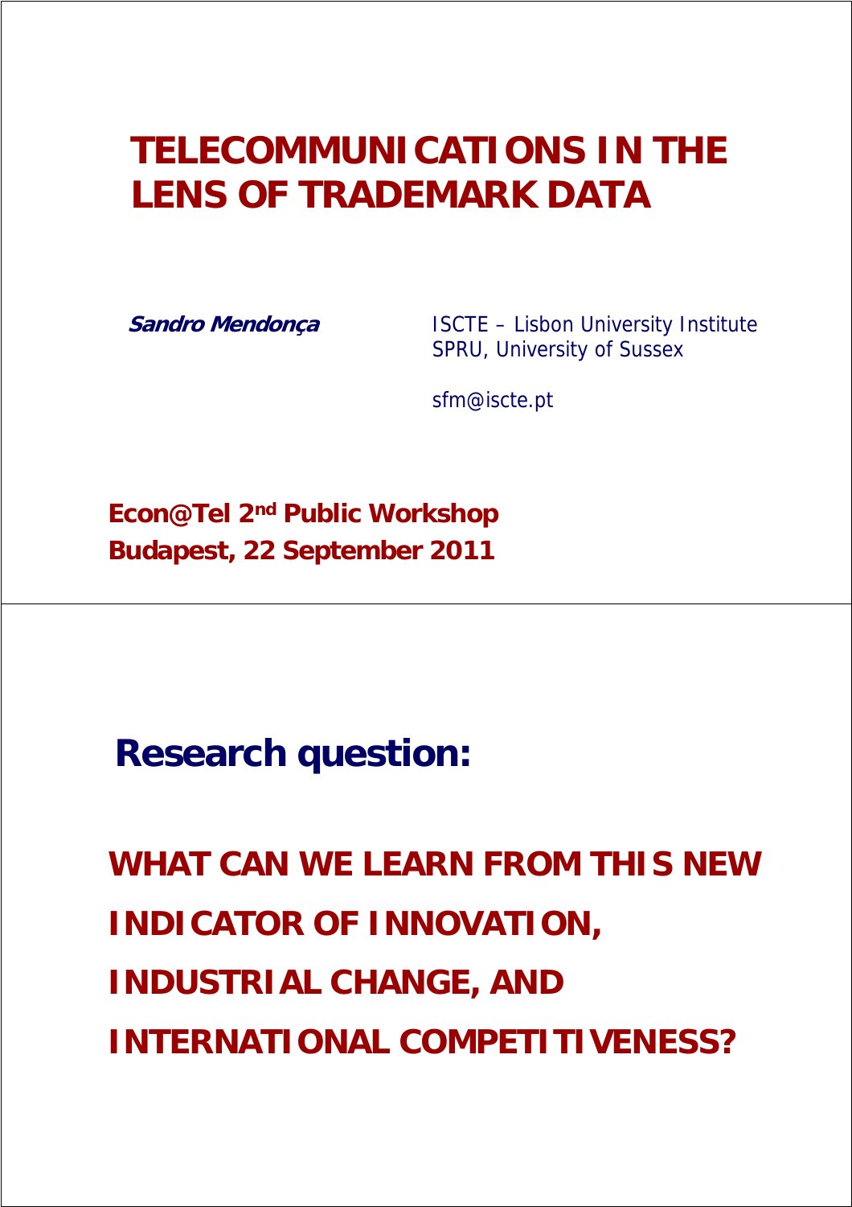# TELECOMMUNICATIONS IN THE LENS OF TRADEMARK DATA

***Sandro Mendonça***

ISCTE – Lisbon University Institute
SPRU, University of Sussex

sfm@iscte.pt

**Econ@Tel 2nd Public Workshop**
**Budapest, 22 September 2011**

---

## Research question:

**WHAT CAN WE LEARN FROM THIS NEW INDICATOR OF INNOVATION, INDUSTRIAL CHANGE, AND INTERNATIONAL COMPETITIVENESS?**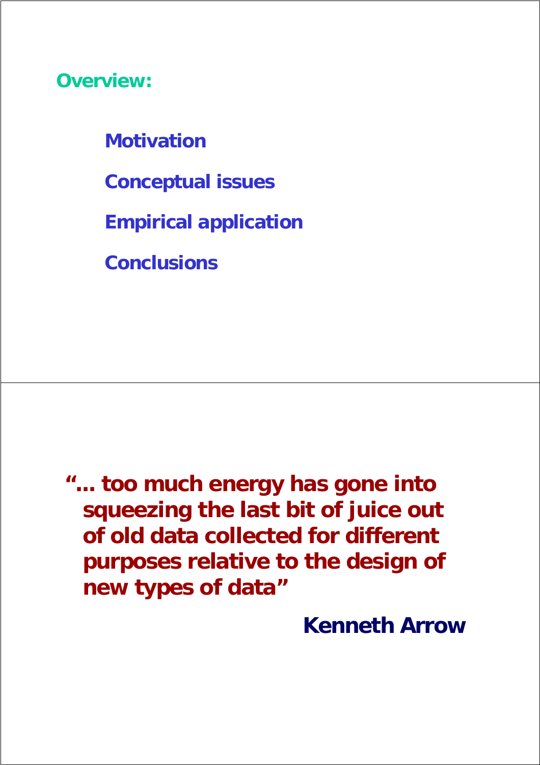## Overview:

- Motivation
- Conceptual issues
- Empirical application
- Conclusions

---

**"... too much energy has gone into squeezing the last bit of juice out of old data collected for different purposes relative to the design of new types of data"**

**Kenneth Arrow**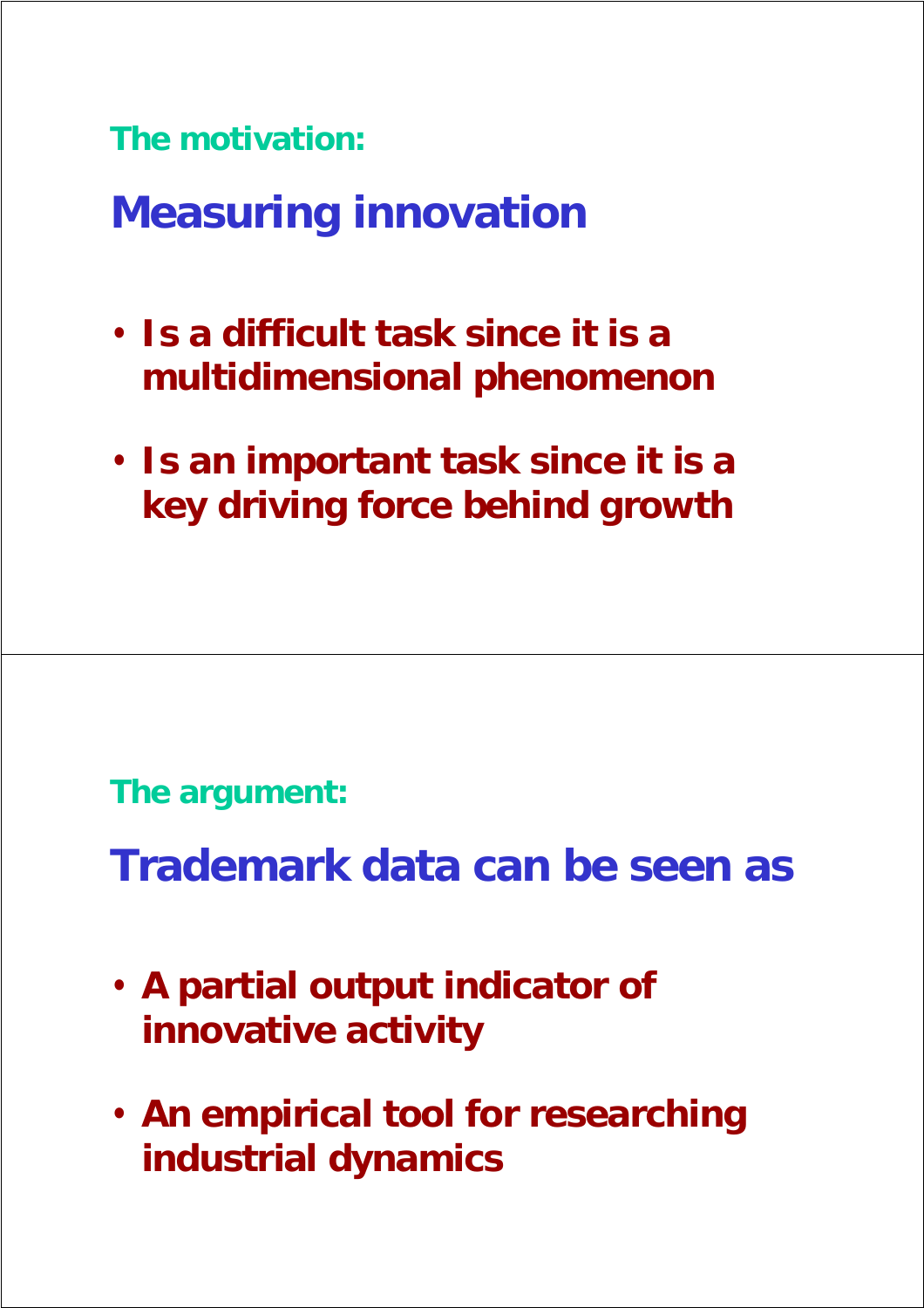The motivation:

## Measuring innovation

- **Is a difficult task since it is a multidimensional phenomenon**
- **Is an important task since it is a key driving force behind growth**

The argument:

## Trademark data can be seen as

- **A partial output indicator of innovative activity**
- **An empirical tool for researching industrial dynamics**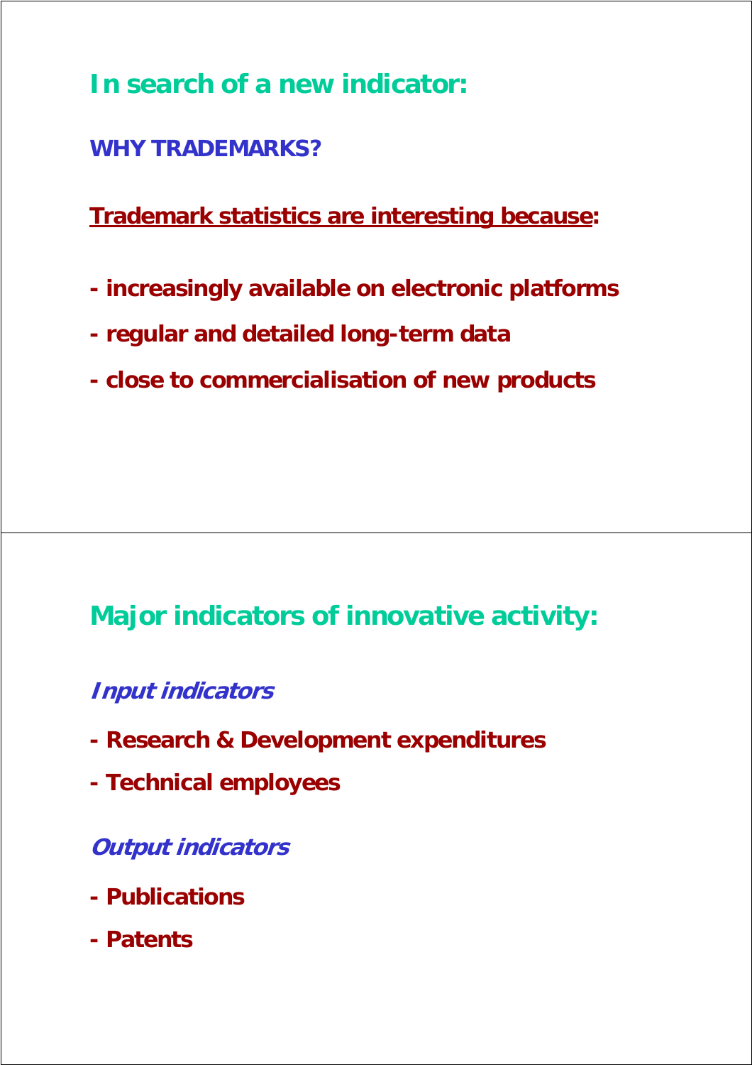## In search of a new indicator:

### WHY TRADEMARKS?

**Trademark statistics are interesting because:**

- **increasingly available on electronic platforms**
- **regular and detailed long-term data**
- **close to commercialisation of new products**

## Major indicators of innovative activity:

### *Input indicators*

- **Research & Development expenditures**
- **Technical employees**

### *Output indicators*

- **Publications**
- **Patents**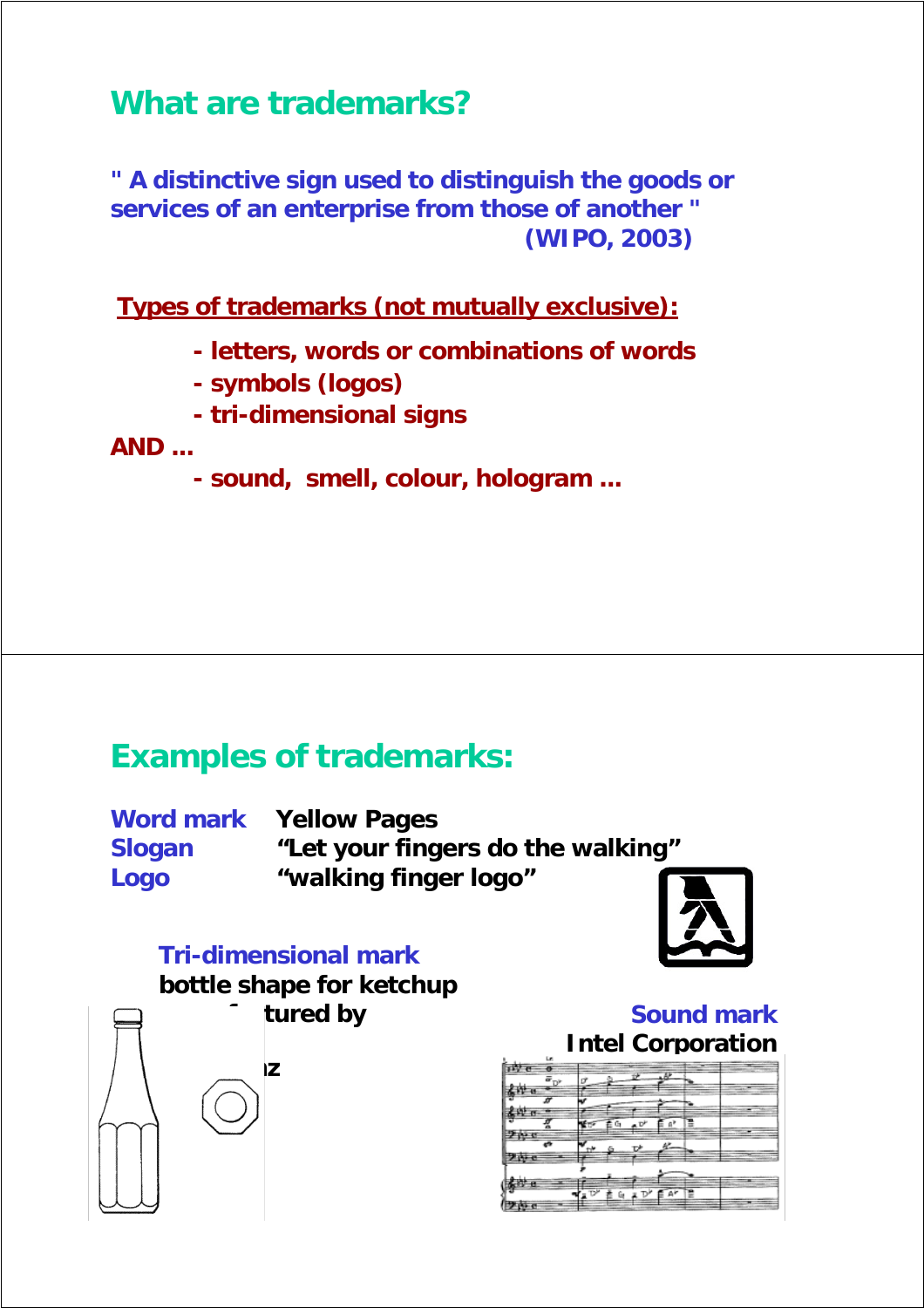## What are trademarks?

**" A distinctive sign used to distinguish the goods or services of an enterprise from those of another "**
**(WIPO, 2003)**

**Types of trademarks (not mutually exclusive):**

- **letters, words or combinations of words**
- **symbols (logos)**
- **tri-dimensional signs**

**AND ...**

- **sound, smell, colour, hologram ...**

## Examples of trademarks:

**Word mark** **Yellow Pages**
**Slogan** **"Let your fingers do the walking"**
**Logo** **"walking finger logo"**

**Tri-dimensional mark**
**bottle shape for ketchup manufactured by Heinz**

**Sound mark**
**Intel Corporation**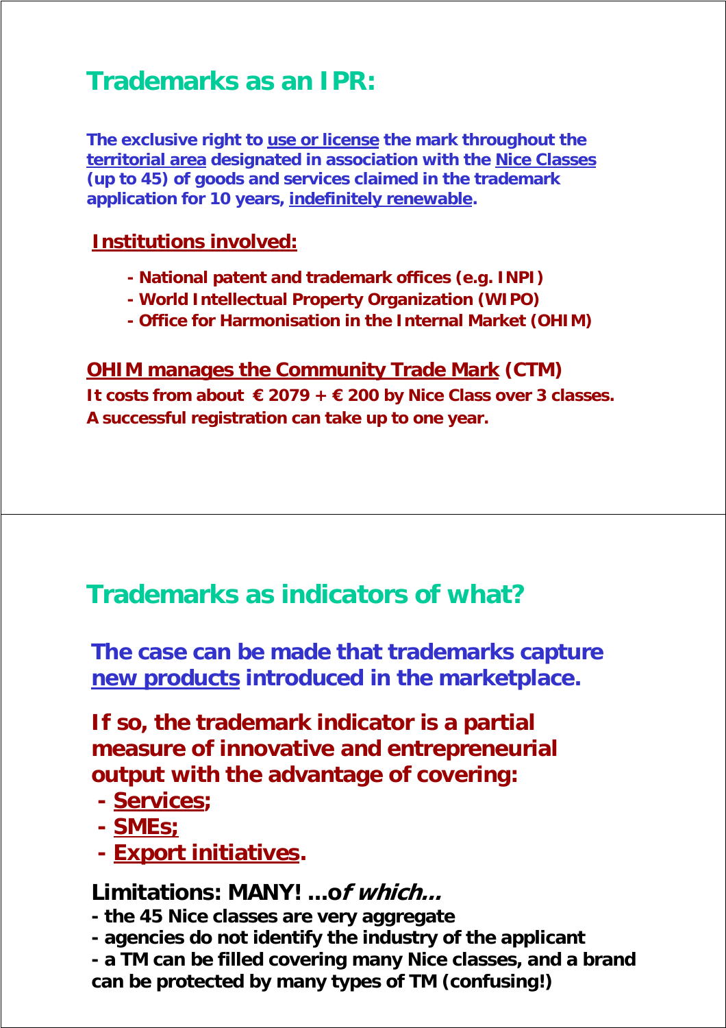## Trademarks as an IPR:

**The exclusive right to use or license the mark throughout the territorial area designated in association with the Nice Classes (up to 45) of goods and services claimed in the trademark application for 10 years, indefinitely renewable.**

**Institutions involved:**

- **National patent and trademark offices (e.g. INPI)**
- **World Intellectual Property Organization (WIPO)**
- **Office for Harmonisation in the Internal Market (OHIM)**

**OHIM manages the Community Trade Mark (CTM)**
**It costs from about € 2079 + € 200 by Nice Class over 3 classes.**
**A successful registration can take up to one year.**

## Trademarks as indicators of what?

**The case can be made that trademarks capture new products introduced in the marketplace.**

**If so, the trademark indicator is a partial measure of innovative and entrepreneurial output with the advantage of covering:**

- **Services;**
- **SMEs;**
- **Export initiatives.**

**Limitations: MANY! ...o*f which...***

- **the 45 Nice classes are very aggregate**
- **agencies do not identify the industry of the applicant**
- **a TM can be filled covering many Nice classes, and a brand can be protected by many types of TM (confusing!)**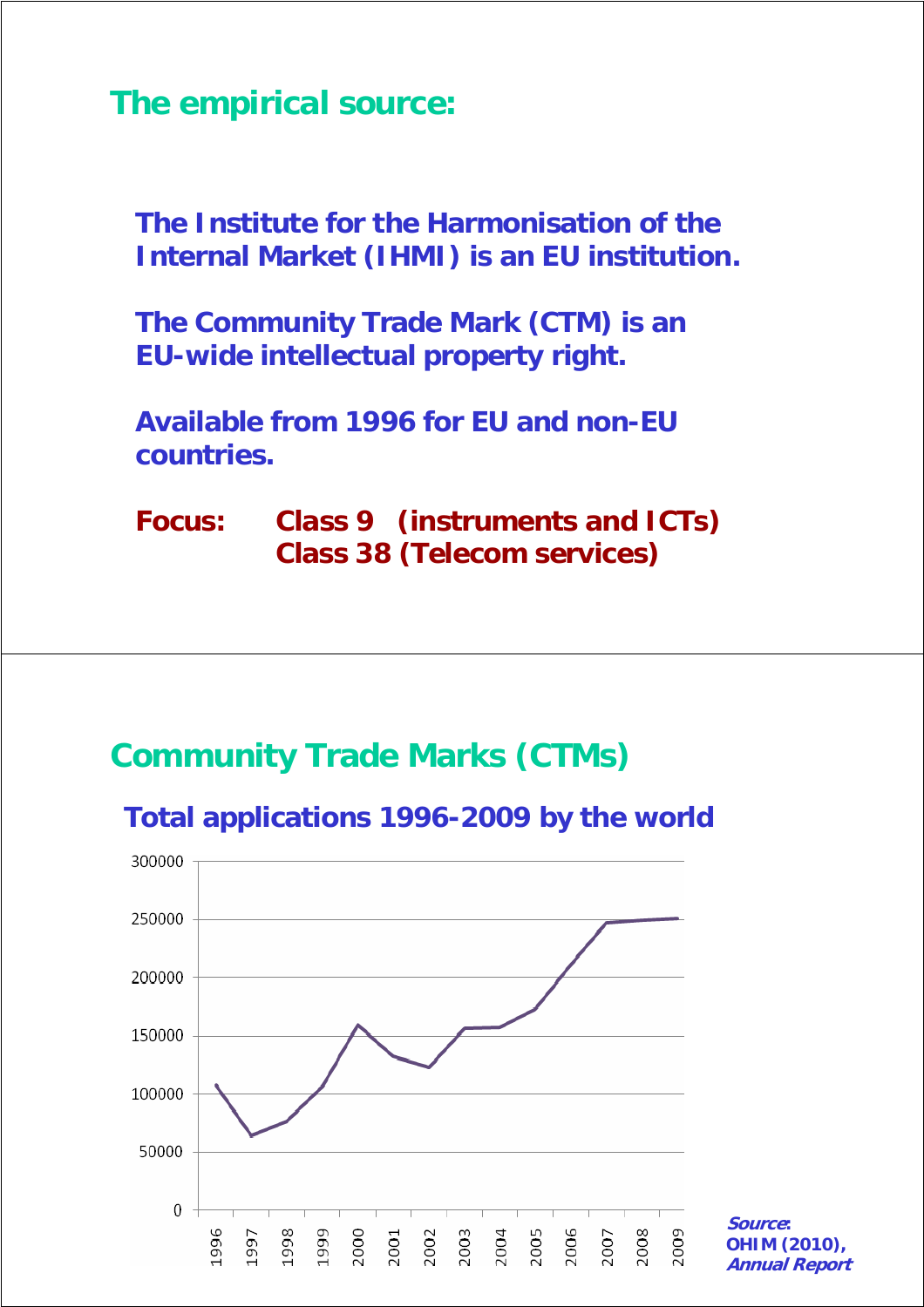## The empirical source:

**The Institute for the Harmonisation of the Internal Market (IHMI) is an EU institution.**

**The Community Trade Mark (CTM) is an EU-wide intellectual property right.**

**Available from 1996 for EU and non-EU countries.**

**Focus: Class 9 (instruments and ICTs)**
**Class 38 (Telecom services)**

## Community Trade Marks (CTMs)

### Total applications 1996-2009 by the world

***Source*: OHIM (2010), *Annual Report***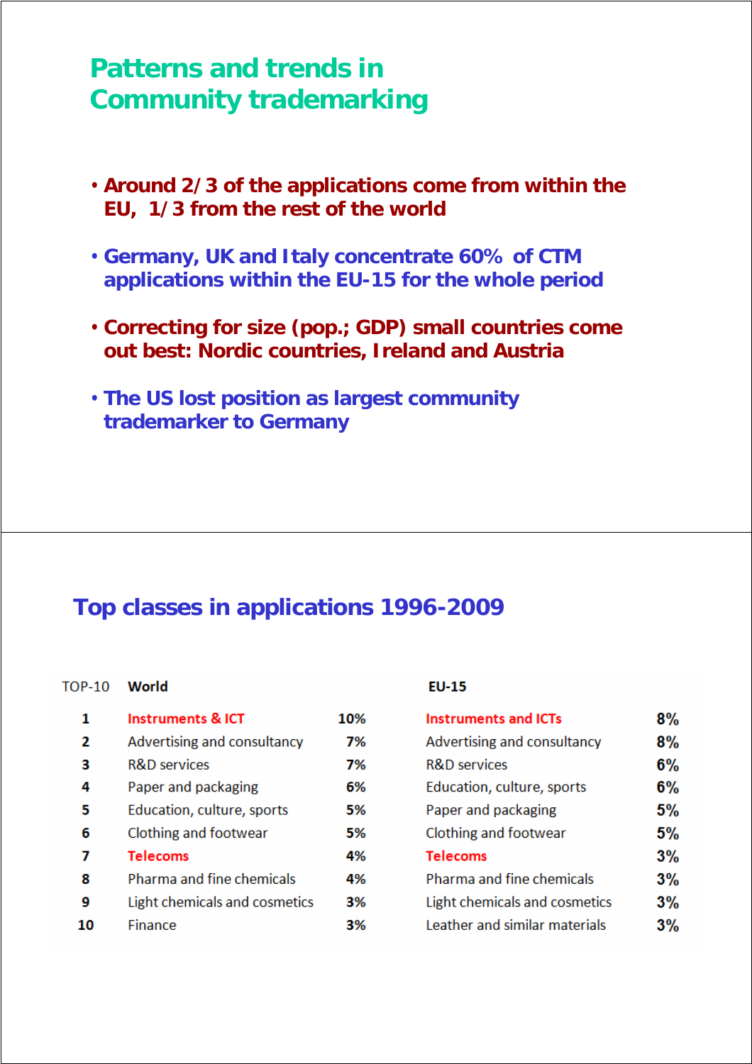## Patterns and trends in Community trademarking

- **Around 2/3 of the applications come from within the EU, 1/3 from the rest of the world**
- **Germany, UK and Italy concentrate 60% of CTM applications within the EU-15 for the whole period**
- **Correcting for size (pop.; GDP) small countries come out best: Nordic countries, Ireland and Austria**
- **The US lost position as largest community trademarker to Germany**

## Top classes in applications 1996-2009

| TOP-10 | World | | EU-15 | |
|---|---|---|---|---|
| 1 | Instruments & ICT | 10% | Instruments and ICTs | 8% |
| 2 | Advertising and consultancy | 7% | Advertising and consultancy | 8% |
| 3 | R&D services | 7% | R&D services | 6% |
| 4 | Paper and packaging | 6% | Education, culture, sports | 6% |
| 5 | Education, culture, sports | 5% | Paper and packaging | 5% |
| 6 | Clothing and footwear | 5% | Clothing and footwear | 5% |
| 7 | Telecoms | 4% | Telecoms | 3% |
| 8 | Pharma and fine chemicals | 4% | Pharma and fine chemicals | 3% |
| 9 | Light chemicals and cosmetics | 3% | Light chemicals and cosmetics | 3% |
| 10 | Finance | 3% | Leather and similar materials | 3% |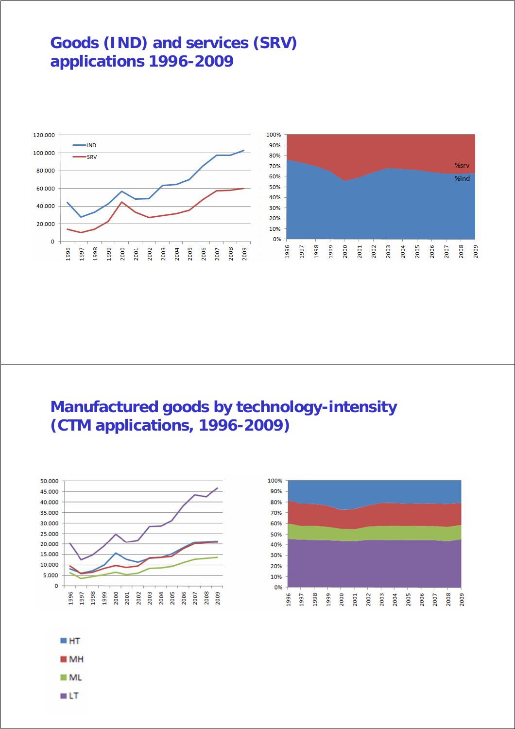# Goods (IND) and services (SRV) applications 1996-2009

# Manufactured goods by technology-intensity (CTM applications, 1996-2009)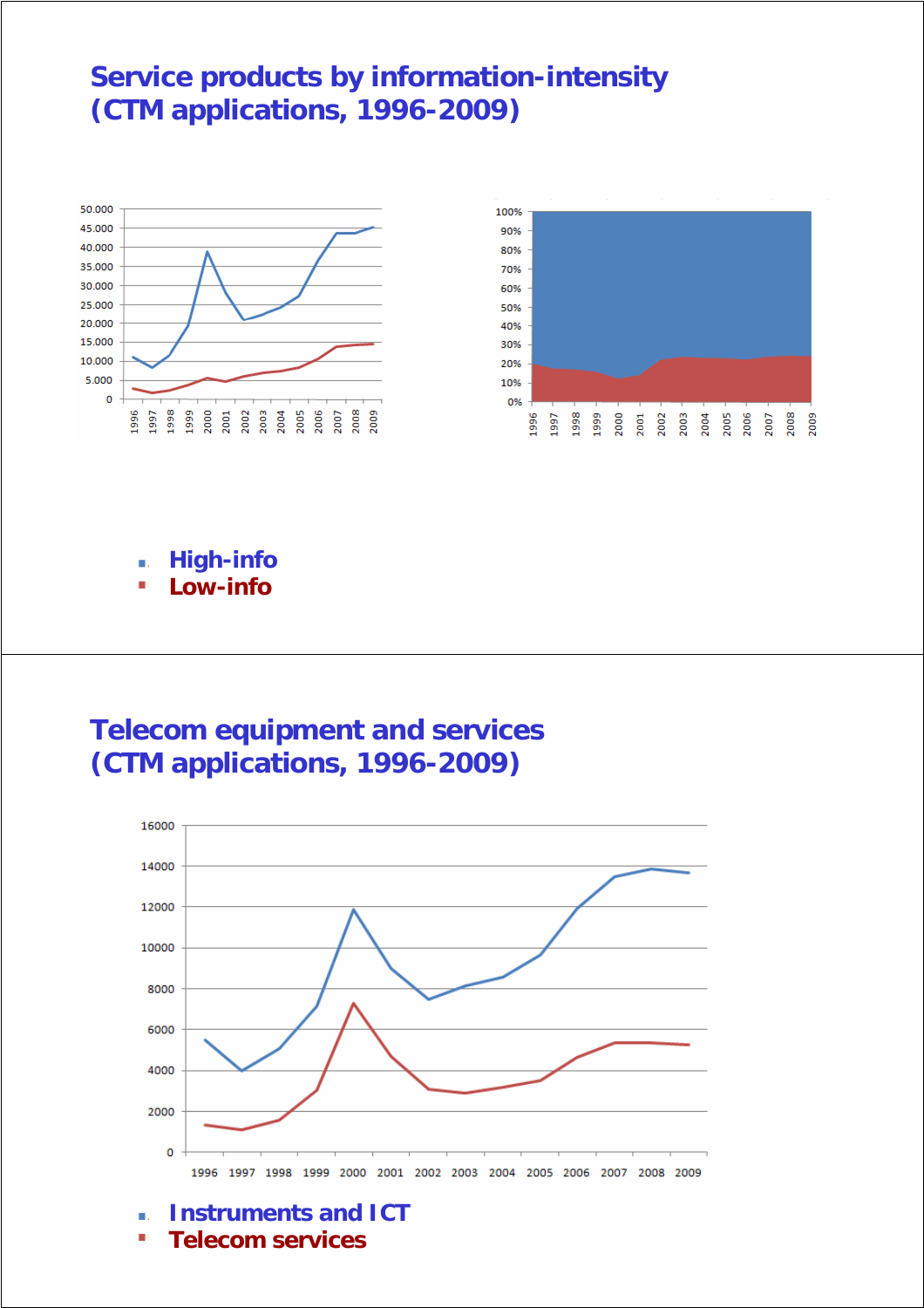## Service products by information-intensity (CTM applications, 1996-2009)

- High-info
- Low-info

## Telecom equipment and services (CTM applications, 1996-2009)

- Instruments and ICT
- Telecom services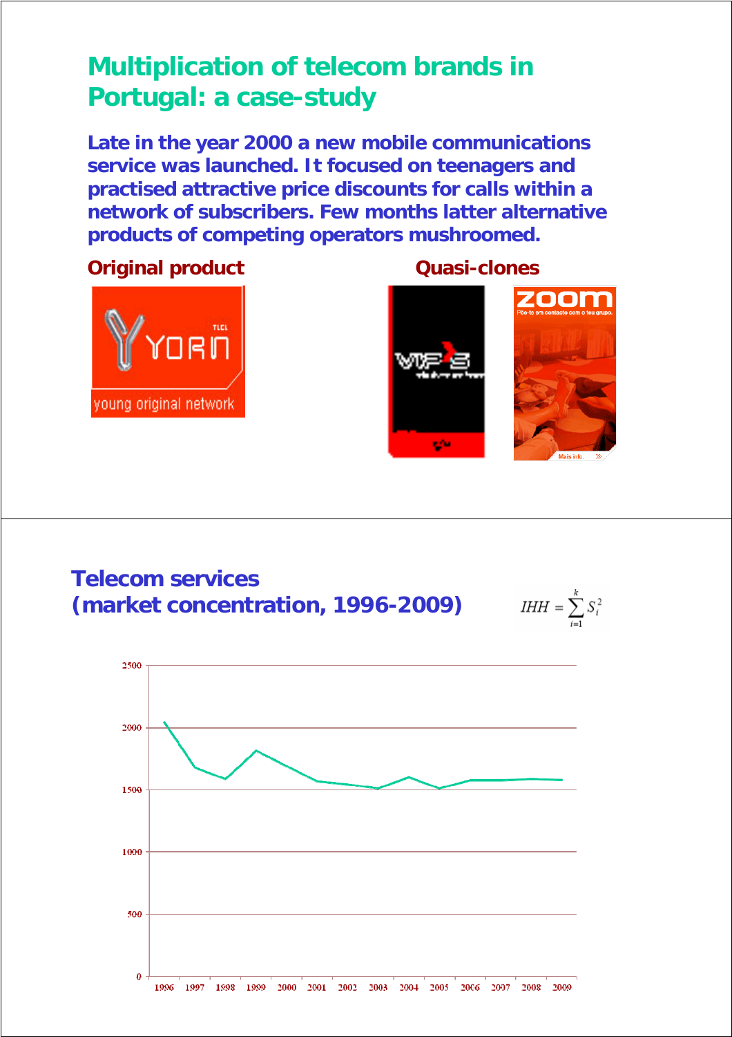# Multiplication of telecom brands in Portugal: a case-study

**Late in the year 2000 a new mobile communications service was launched. It focused on teenagers and practised attractive price discounts for calls within a network of subscribers. Few months latter alternative products of competing operators mushroomed.**

**Original product**

**Quasi-clones**

# Telecom services (market concentration, 1996-2009)

$$IHH = \sum_{i=1}^{k} S_i^2$$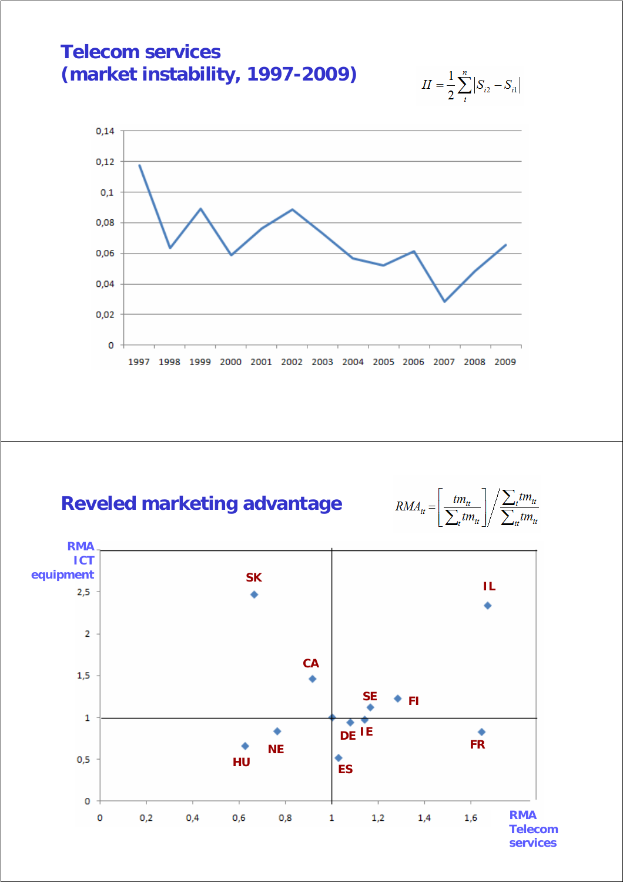## Telecom services (market instability, 1997-2009)

$$II = \frac{1}{2}\sum_{i}^{n} |S_{i2} - S_{i1}|$$

| Year | Value |
|---|---|
| 1997 | 0,117 |
| 1998 | 0,063 |
| 1999 | 0,089 |
| 2000 | 0,059 |
| 2001 | 0,076 |
| 2002 | 0,088 |
| 2003 | 0,073 |
| 2004 | 0,057 |
| 2005 | 0,052 |
| 2006 | 0,061 |
| 2007 | 0,028 |
| 2008 | 0,048 |
| 2009 | 0,065 |

## Reveled marketing advantage

$$RMA_{it} = \left[\frac{tm_{it}}{\sum_t tm_{it}}\right] \Bigg/ \frac{\sum_i tm_{it}}{\sum_{it} tm_{it}}$$

| Country | RMA Telecom services | RMA ICT equipment |
|---|---|---|
| SK | 0,66 | 2,47 |
| IL | 1,67 | 2,34 |
| CA | 0,92 | 1,46 |
| SE | 1,17 | 1,12 |
| FI | 1,28 | 1,23 |
| DE | 1,08 | 0,94 |
| IE | 1,14 | 0,97 |
| FR | 1,64 | 0,83 |
| NE | 0,76 | 0,84 |
| HU | 0,62 | 0,66 |
| ES | 1,03 | 0,51 |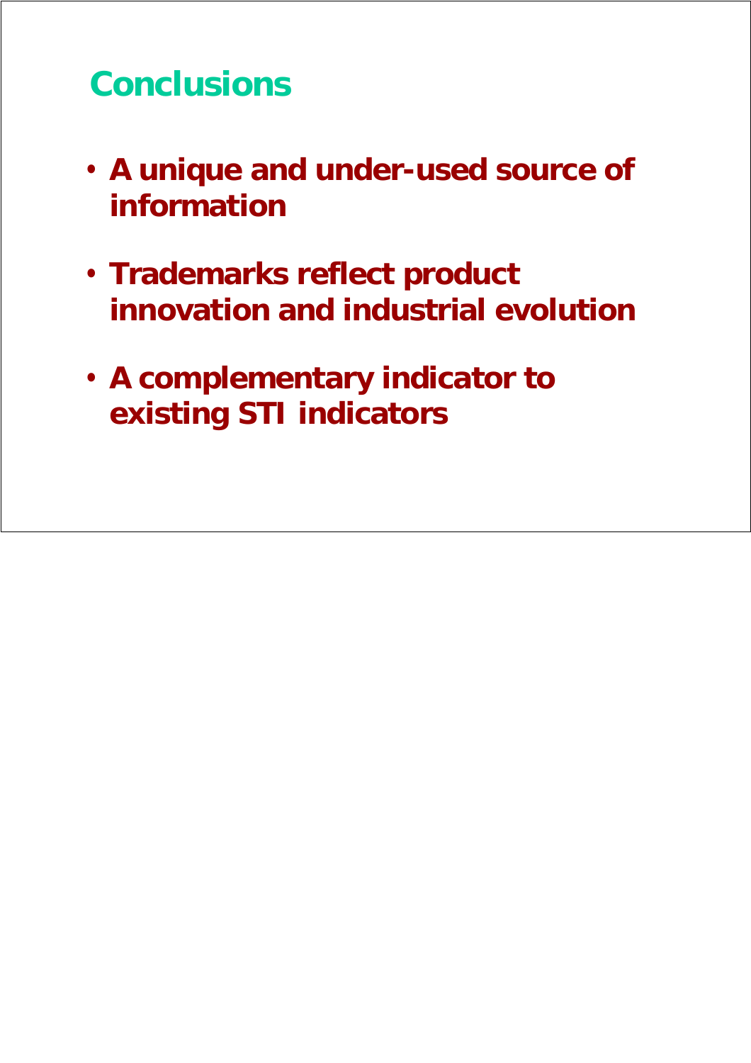## Conclusions

- **A unique and under-used source of information**
- **Trademarks reflect product innovation and industrial evolution**
- **A complementary indicator to existing STI indicators**